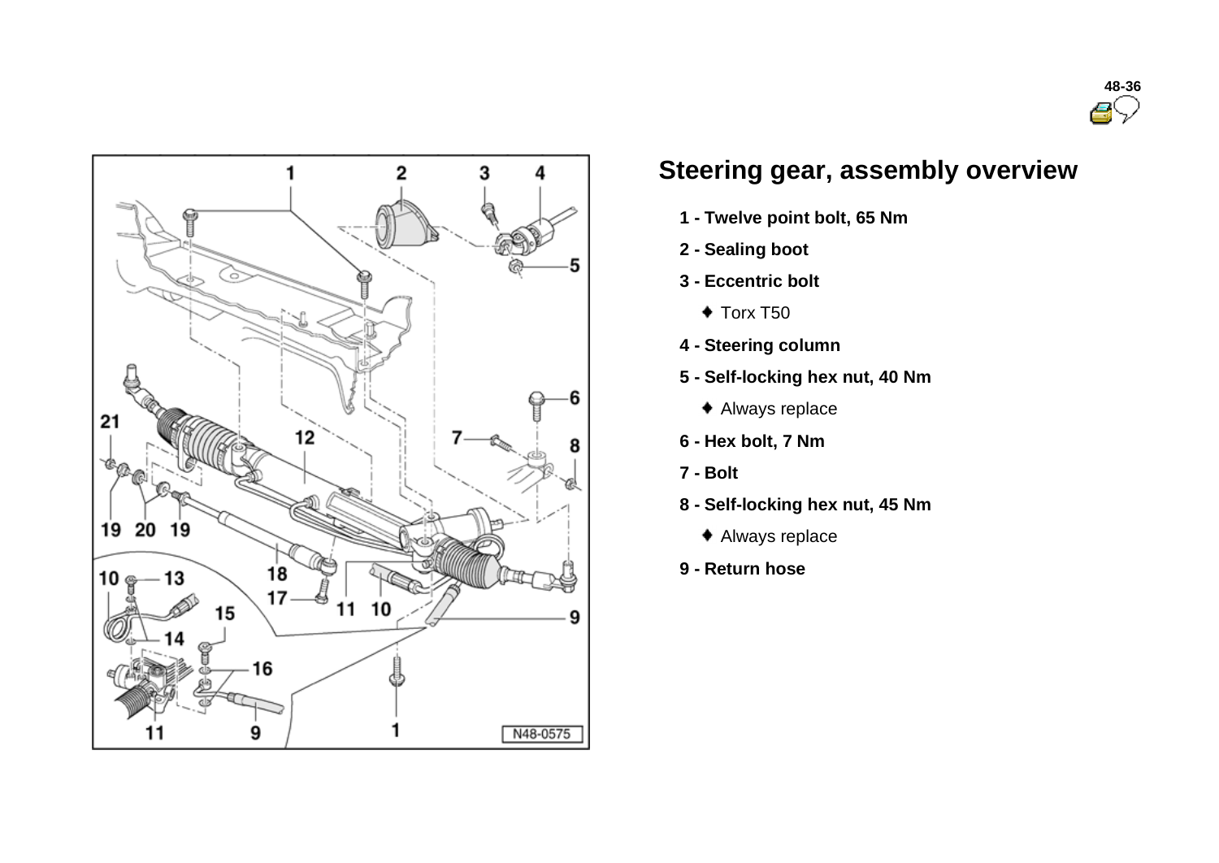## Steering gear, assembly overview

**1 - Twelve point bolt, 65 Nm**

**2 - Sealing boot**

**3 - Eccentric bolt**

- Torx T50

**4 - Steering column**

**5 - Self-locking hex nut, 40 Nm**

- Always replace

**6 - Hex bolt, 7 Nm**

**7 - Bolt**

**8 - Self-locking hex nut, 45 Nm**

- Always replace

**9 - Return hose**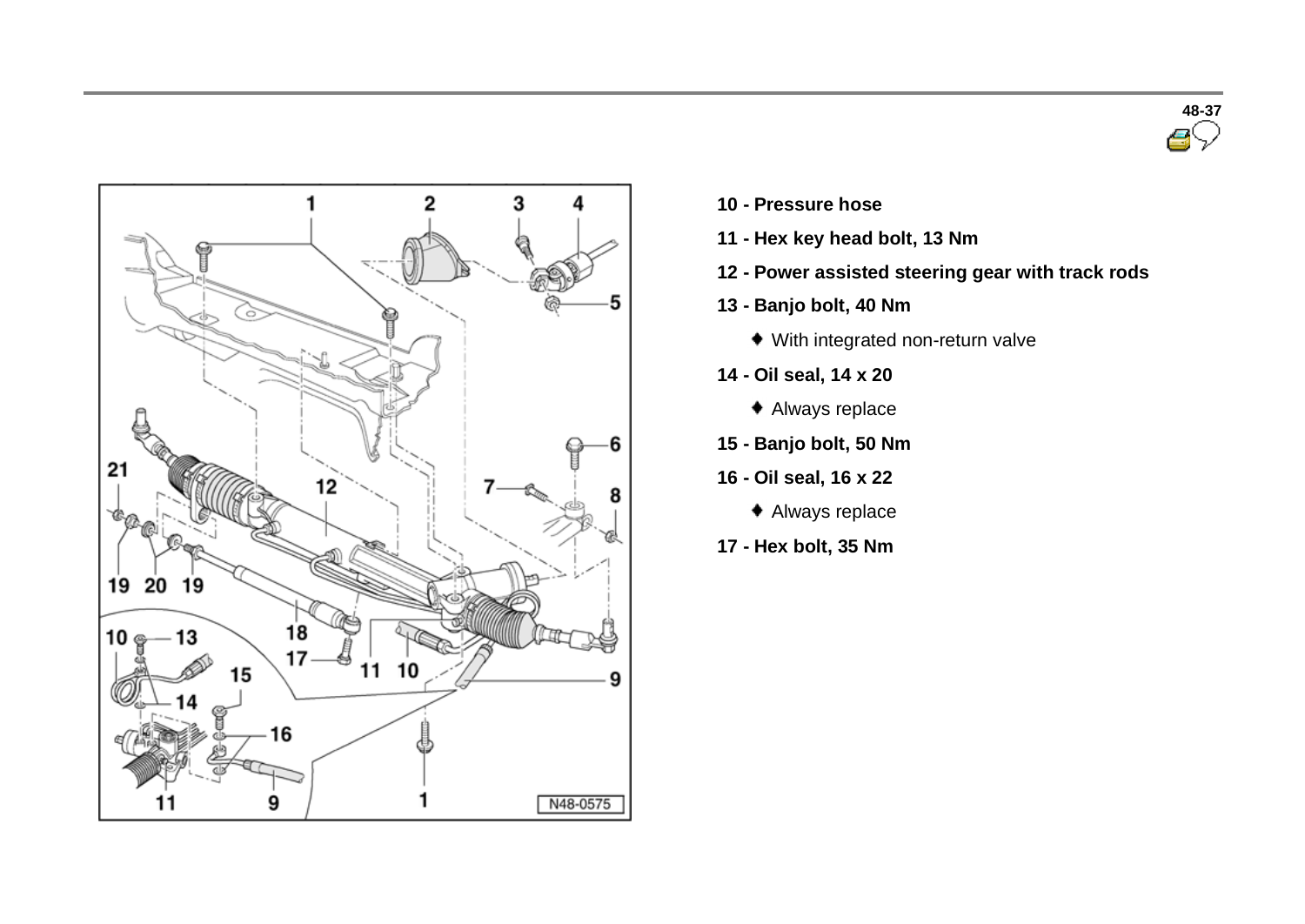- **10 - Pressure hose**
- **11 - Hex key head bolt, 13 Nm**
- **12 - Power assisted steering gear with track rods**
- **13 - Banjo bolt, 40 Nm**
  - ♦ With integrated non-return valve
- **14 - Oil seal, 14 x 20**
  - ♦ Always replace
- **15 - Banjo bolt, 50 Nm**
- **16 - Oil seal, 16 x 22**
  - ♦ Always replace
- **17 - Hex bolt, 35 Nm**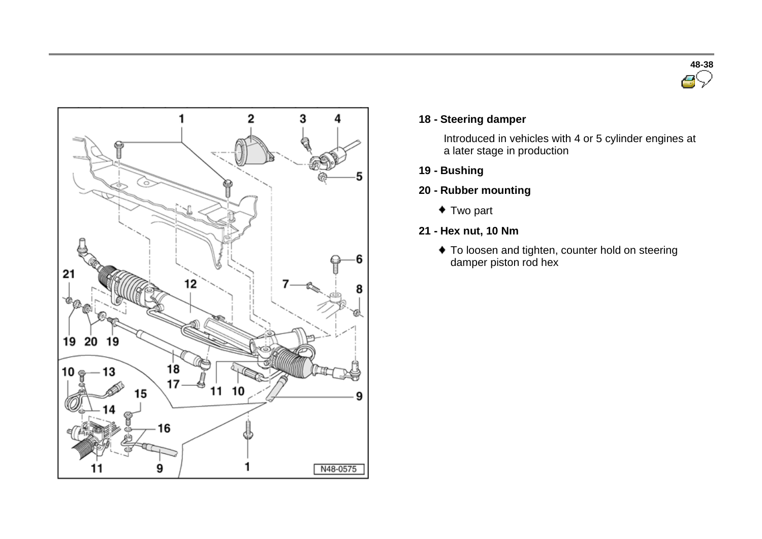**18 - Steering damper**

Introduced in vehicles with 4 or 5 cylinder engines at a later stage in production

**19 - Bushing**

**20 - Rubber mounting**

- Two part

**21 - Hex nut, 10 Nm**

- To loosen and tighten, counter hold on steering damper piston rod hex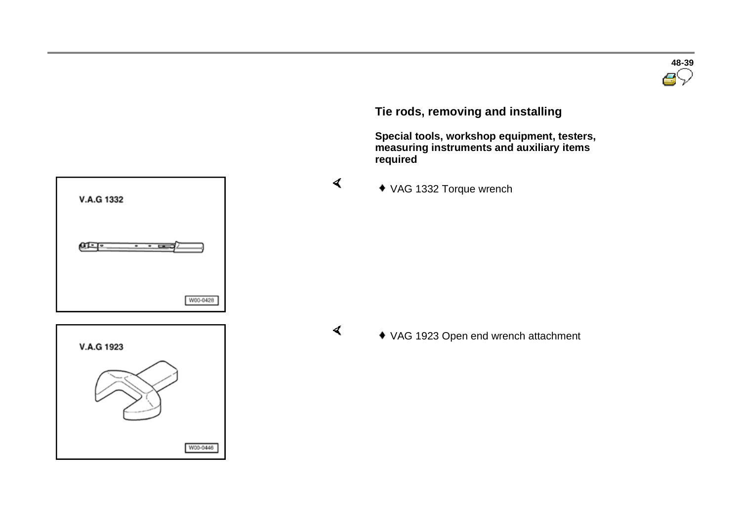## Tie rods, removing and installing

**Special tools, workshop equipment, testers, measuring instruments and auxiliary items required**

- VAG 1332 Torque wrench
- VAG 1923 Open end wrench attachment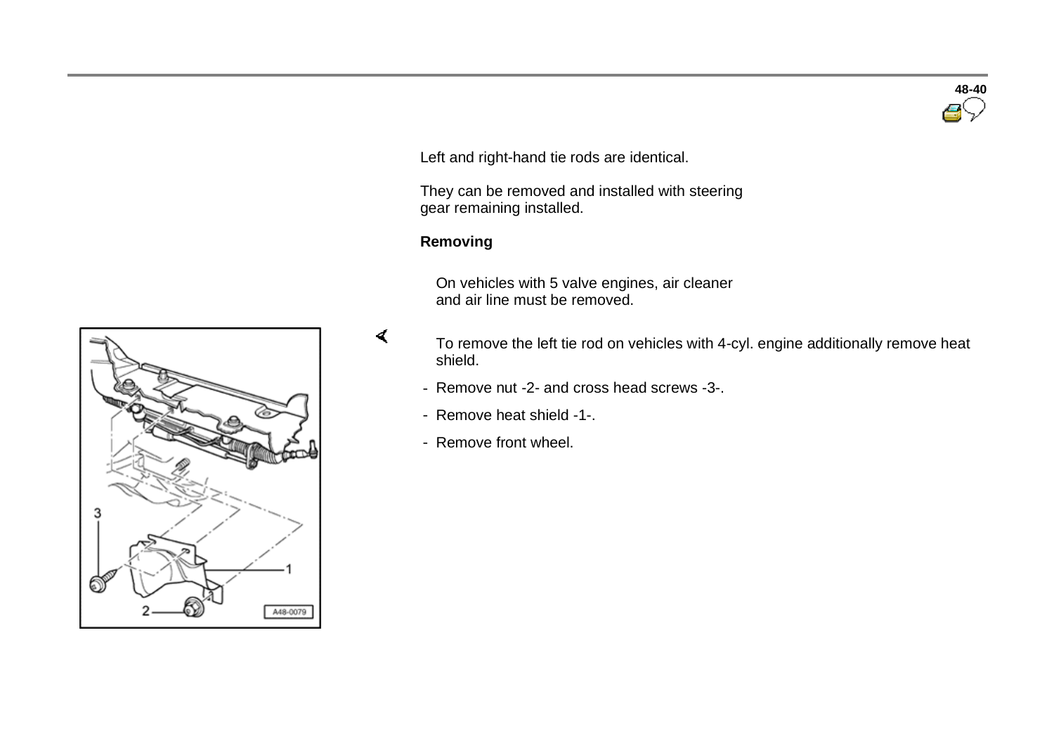Left and right-hand tie rods are identical.

They can be removed and installed with steering gear remaining installed.

**Removing**

On vehicles with 5 valve engines, air cleaner and air line must be removed.

To remove the left tie rod on vehicles with 4-cyl. engine additionally remove heat shield.

- Remove nut -2- and cross head screws -3-.
- Remove heat shield -1-.
- Remove front wheel.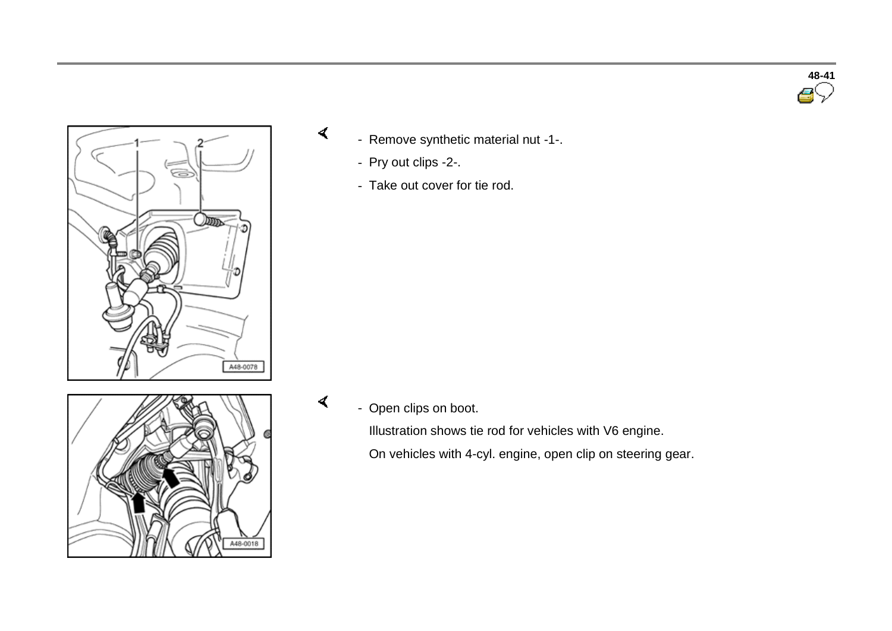- Remove synthetic material nut -1-.
- Pry out clips -2-.
- Take out cover for tie rod.

- Open clips on boot.

  Illustration shows tie rod for vehicles with V6 engine.

  On vehicles with 4-cyl. engine, open clip on steering gear.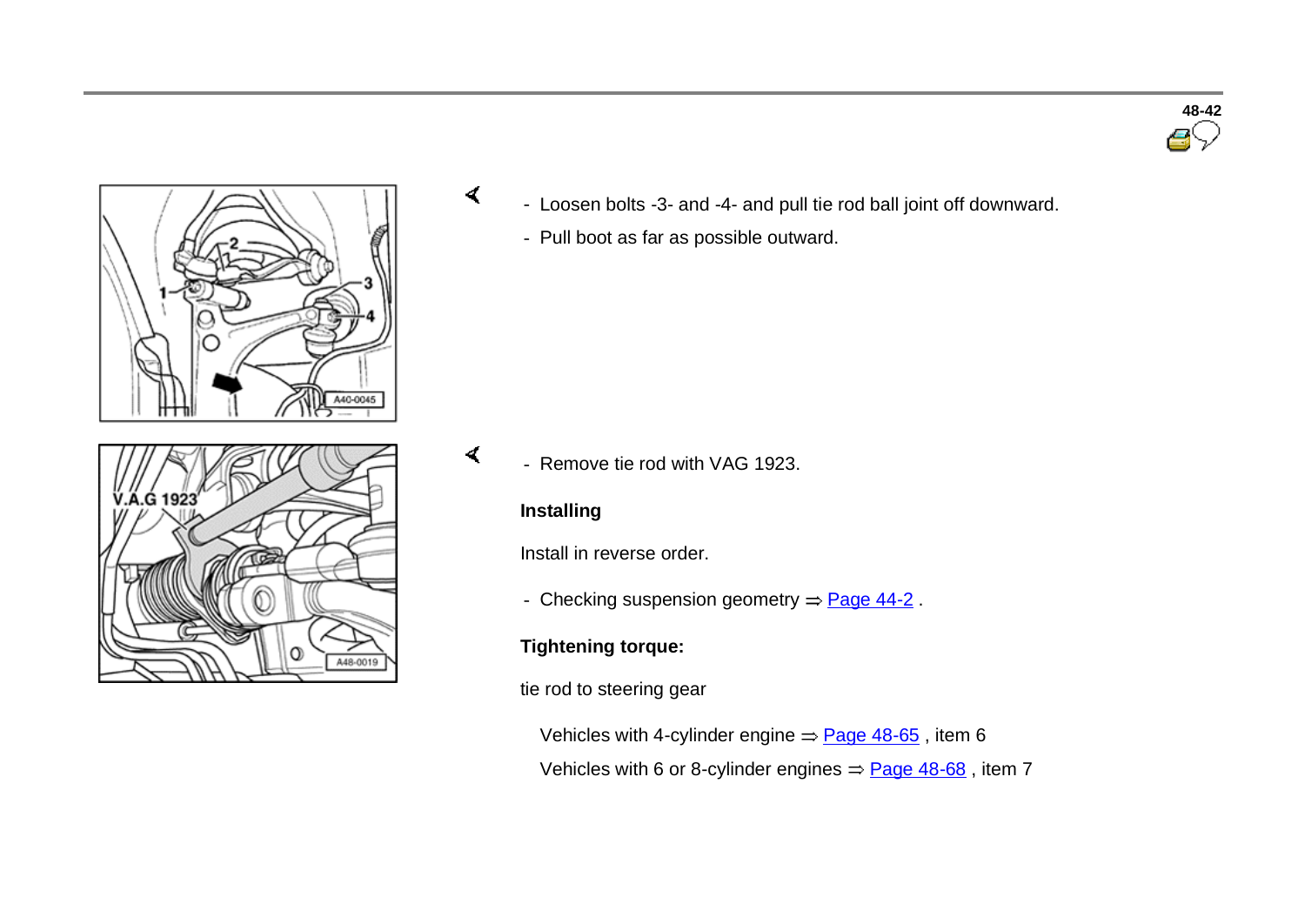- Loosen bolts -3- and -4- and pull tie rod ball joint off downward.
- Pull boot as far as possible outward.

- Remove tie rod with VAG 1923.

**Installing**

Install in reverse order.

- Checking suspension geometry ⇒ Page 44-2 .

**Tightening torque:**

tie rod to steering gear

Vehicles with 4-cylinder engine ⇒ Page 48-65 , item 6

Vehicles with 6 or 8-cylinder engines ⇒ Page 48-68 , item 7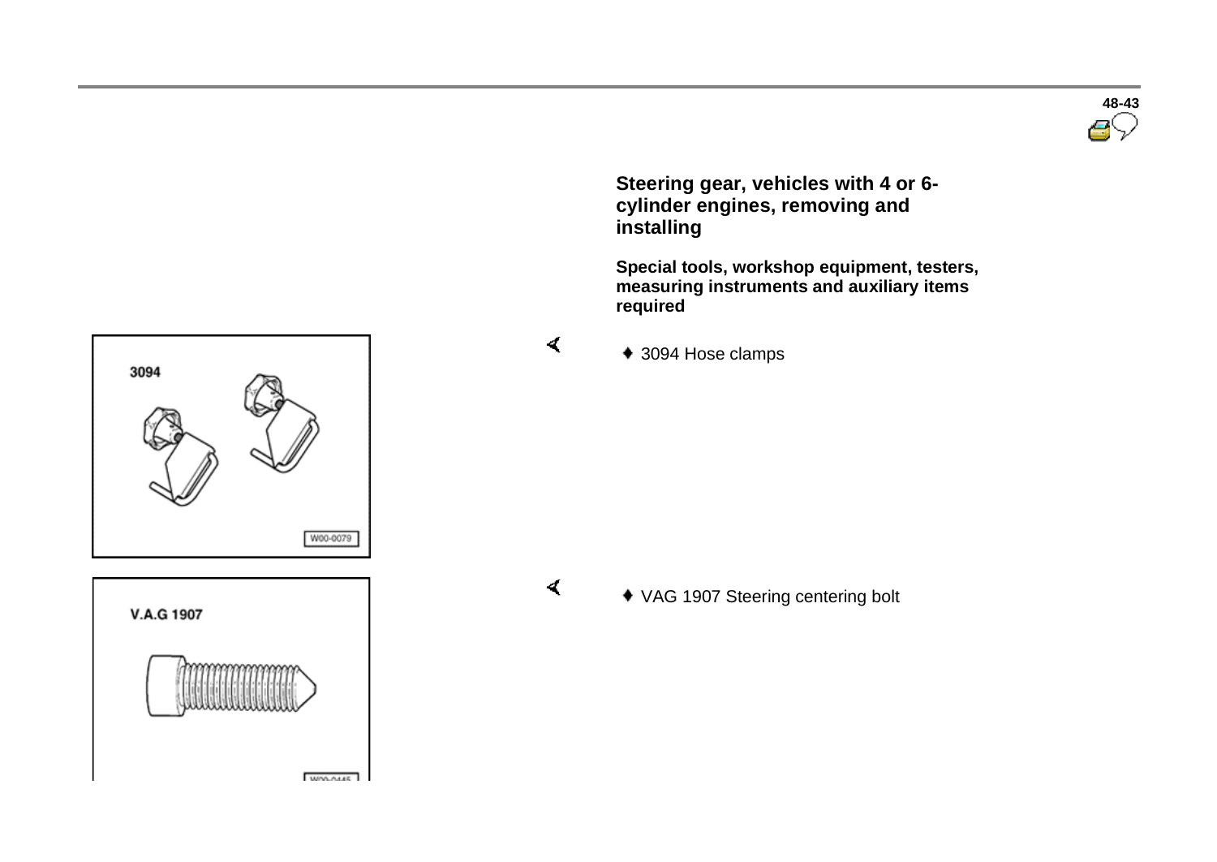## Steering gear, vehicles with 4 or 6-cylinder engines, removing and installing

**Special tools, workshop equipment, testers, measuring instruments and auxiliary items required**

- 3094 Hose clamps

- VAG 1907 Steering centering bolt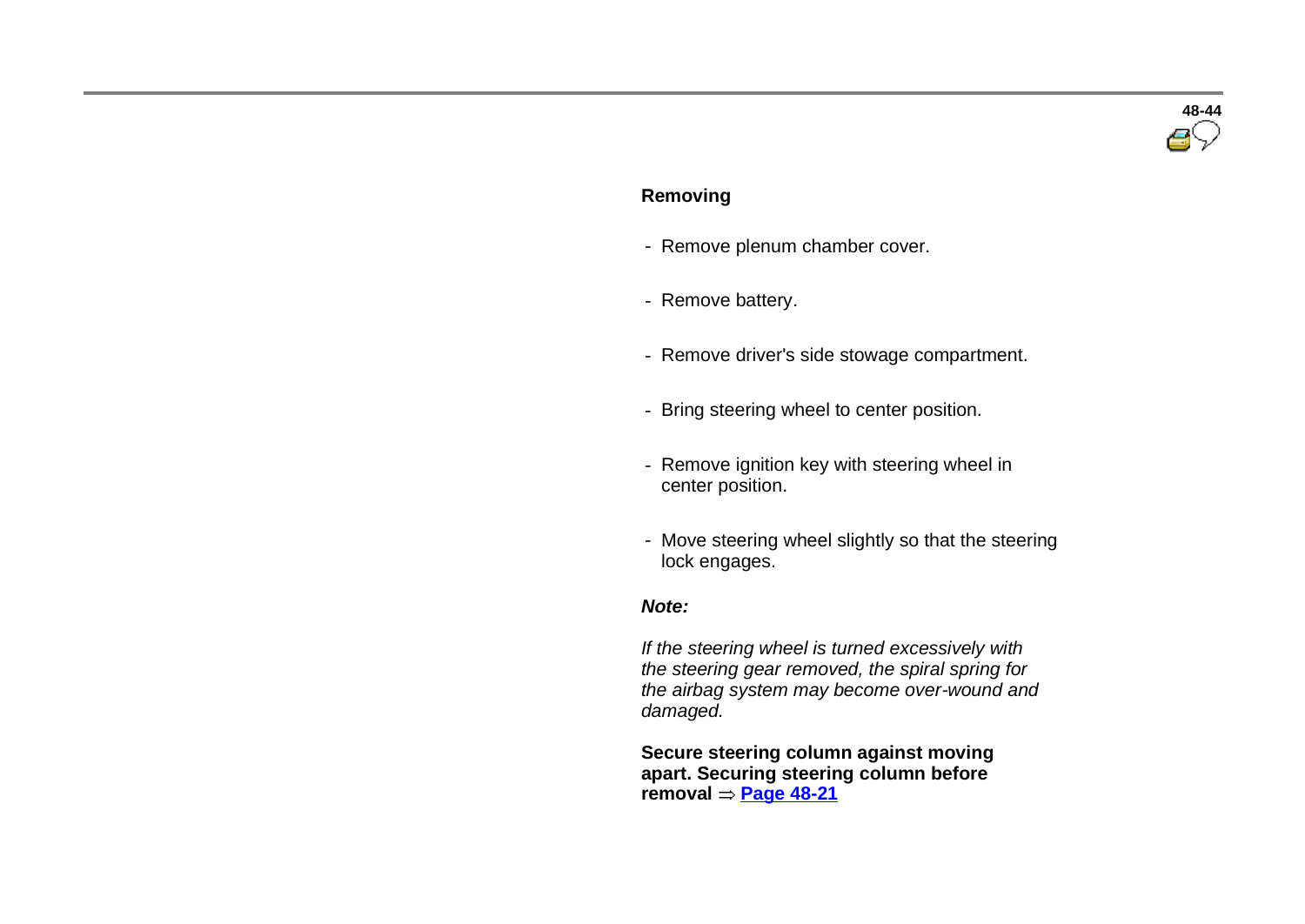## Removing

- Remove plenum chamber cover.
- Remove battery.
- Remove driver's side stowage compartment.
- Bring steering wheel to center position.
- Remove ignition key with steering wheel in center position.
- Move steering wheel slightly so that the steering lock engages.

***Note:***

*If the steering wheel is turned excessively with the steering gear removed, the spiral spring for the airbag system may become over-wound and damaged.*

**Secure steering column against moving apart. Securing steering column before removal ⇒ Page 48-21**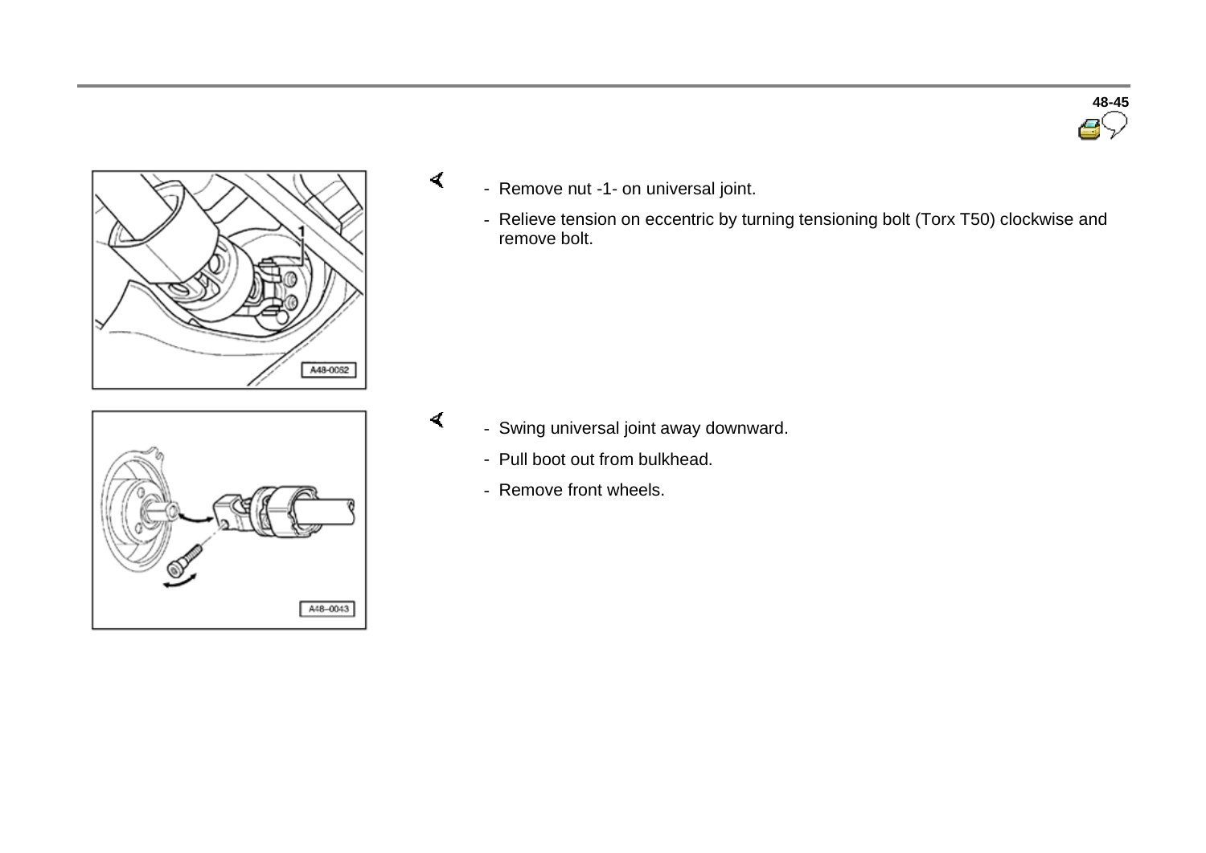- Remove nut -1- on universal joint.
- Relieve tension on eccentric by turning tensioning bolt (Torx T50) clockwise and remove bolt.

- Swing universal joint away downward.
- Pull boot out from bulkhead.
- Remove front wheels.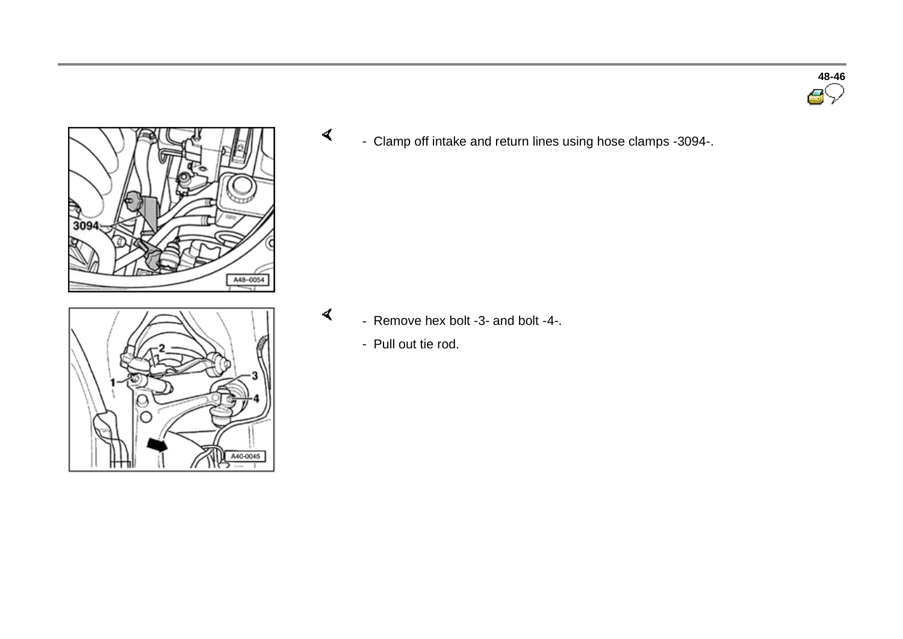- Clamp off intake and return lines using hose clamps -3094-.

- Remove hex bolt -3- and bolt -4-.
- Pull out tie rod.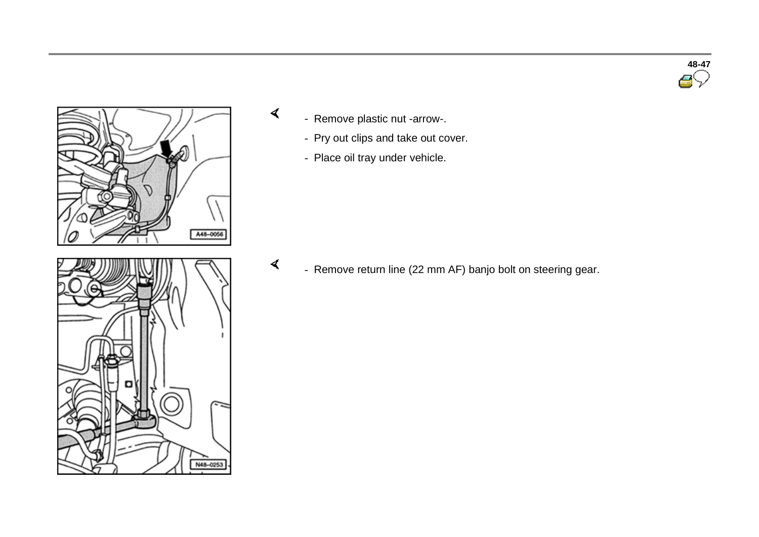- Remove plastic nut -arrow-.
- Pry out clips and take out cover.
- Place oil tray under vehicle.

A48-0056

- Remove return line (22 mm AF) banjo bolt on steering gear.

N48-0253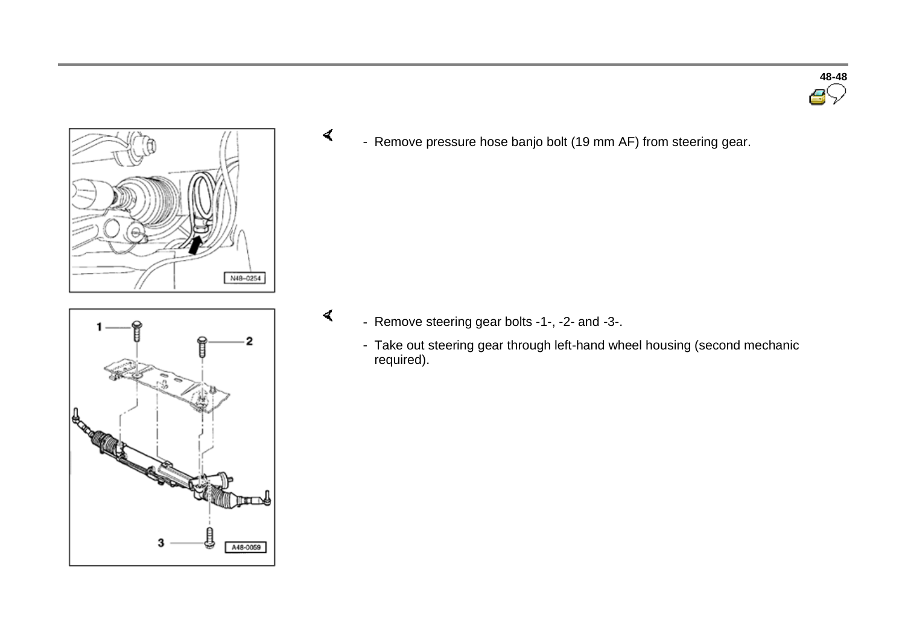- Remove pressure hose banjo bolt (19 mm AF) from steering gear.

- Remove steering gear bolts -1-, -2- and -3-.
- Take out steering gear through left-hand wheel housing (second mechanic required).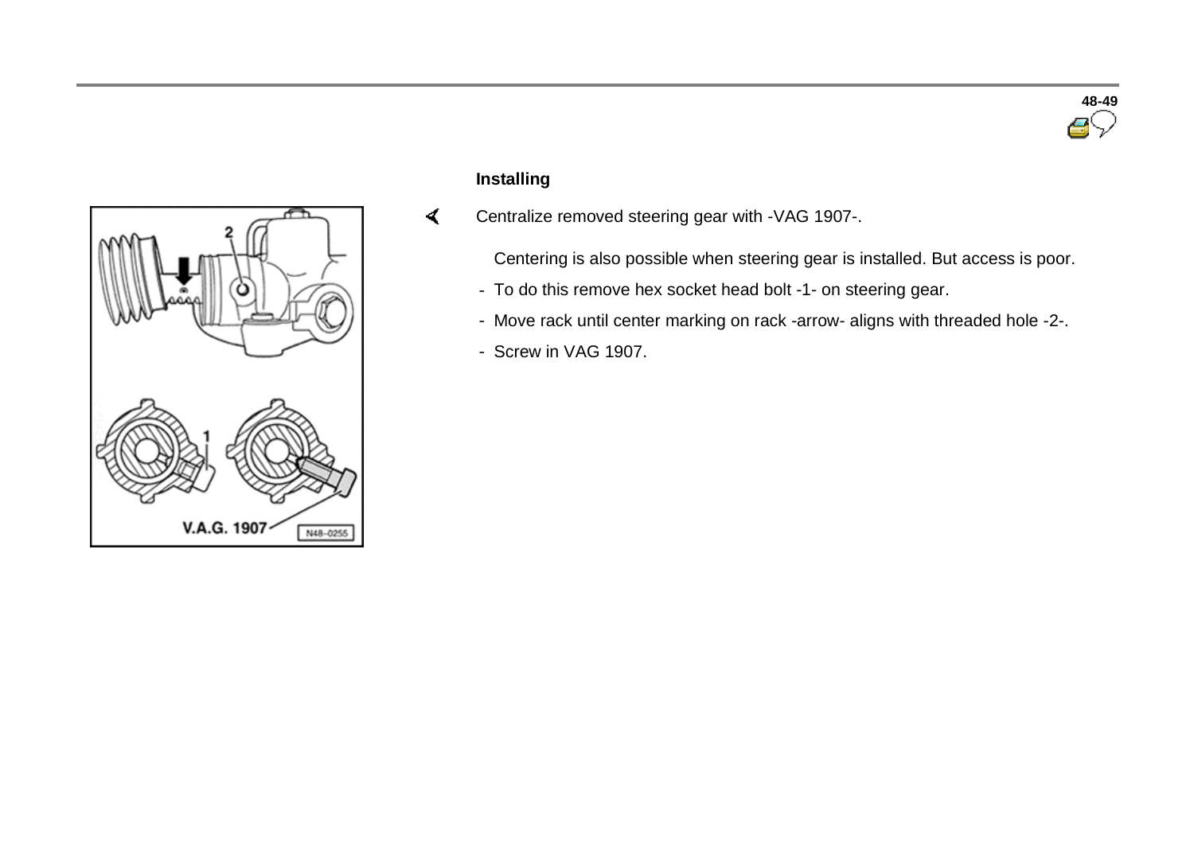## Installing

Centralize removed steering gear with -VAG 1907-.

Centering is also possible when steering gear is installed. But access is poor.

- To do this remove hex socket head bolt -1- on steering gear.
- Move rack until center marking on rack -arrow- aligns with threaded hole -2-.
- Screw in VAG 1907.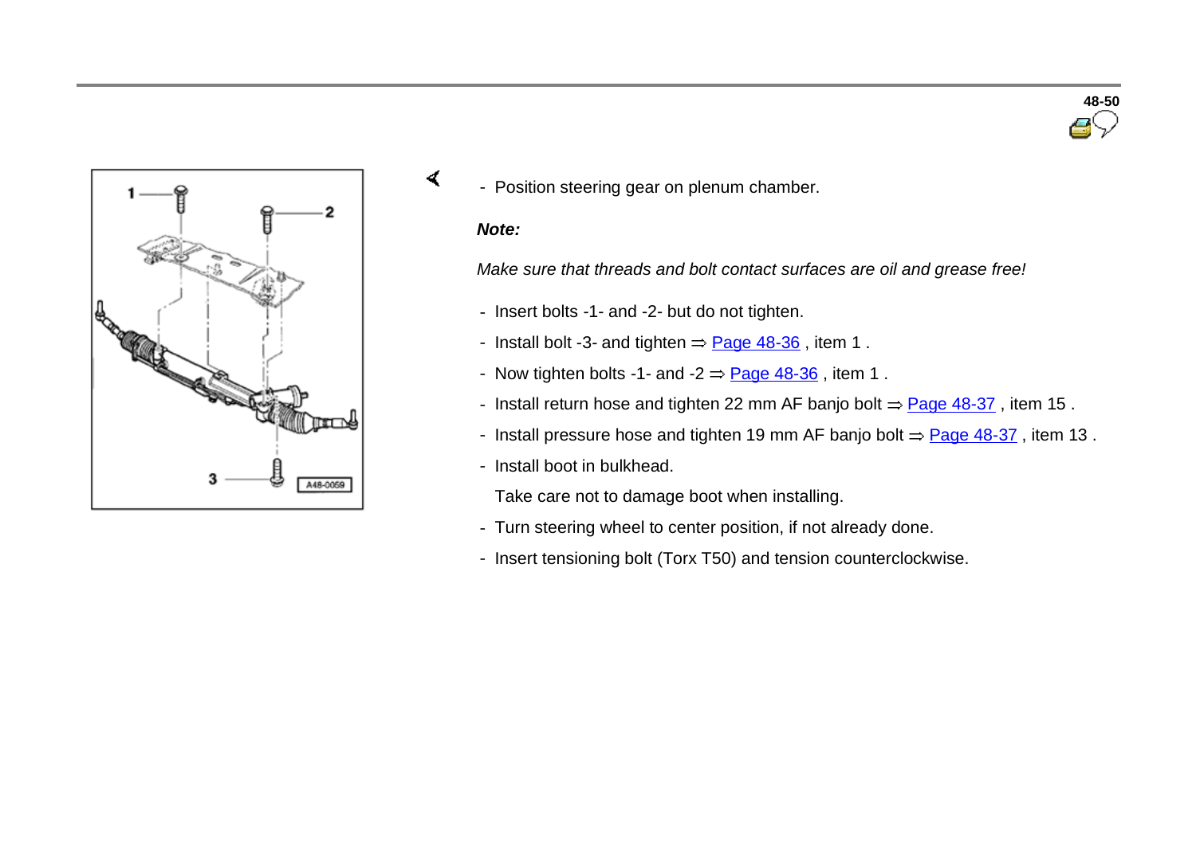- Position steering gear on plenum chamber.

***Note:***

*Make sure that threads and bolt contact surfaces are oil and grease free!*

- Insert bolts -1- and -2- but do not tighten.
- Install bolt -3- and tighten ⇒ Page 48-36 , item 1 .
- Now tighten bolts -1- and -2 ⇒ Page 48-36 , item 1 .
- Install return hose and tighten 22 mm AF banjo bolt ⇒ Page 48-37 , item 15 .
- Install pressure hose and tighten 19 mm AF banjo bolt ⇒ Page 48-37 , item 13 .
- Install boot in bulkhead.

  Take care not to damage boot when installing.
- Turn steering wheel to center position, if not already done.
- Insert tensioning bolt (Torx T50) and tension counterclockwise.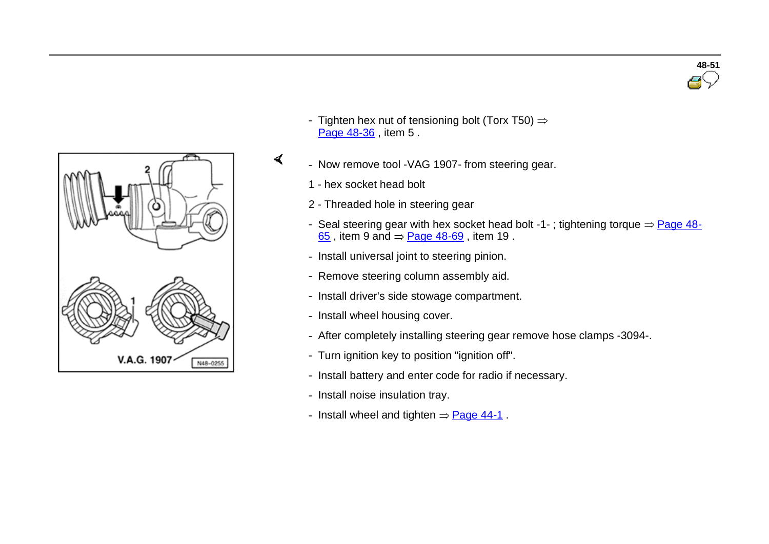- Tighten hex nut of tensioning bolt (Torx T50) ⇒ Page 48-36 , item 5 .

- Now remove tool -VAG 1907- from steering gear.

1 - hex socket head bolt

2 - Threaded hole in steering gear

- Seal steering gear with hex socket head bolt -1- ; tightening torque ⇒ Page 48-65 , item 9 and ⇒ Page 48-69 , item 19 .
- Install universal joint to steering pinion.
- Remove steering column assembly aid.
- Install driver's side stowage compartment.
- Install wheel housing cover.
- After completely installing steering gear remove hose clamps -3094-.
- Turn ignition key to position "ignition off".
- Install battery and enter code for radio if necessary.
- Install noise insulation tray.
- Install wheel and tighten ⇒ Page 44-1 .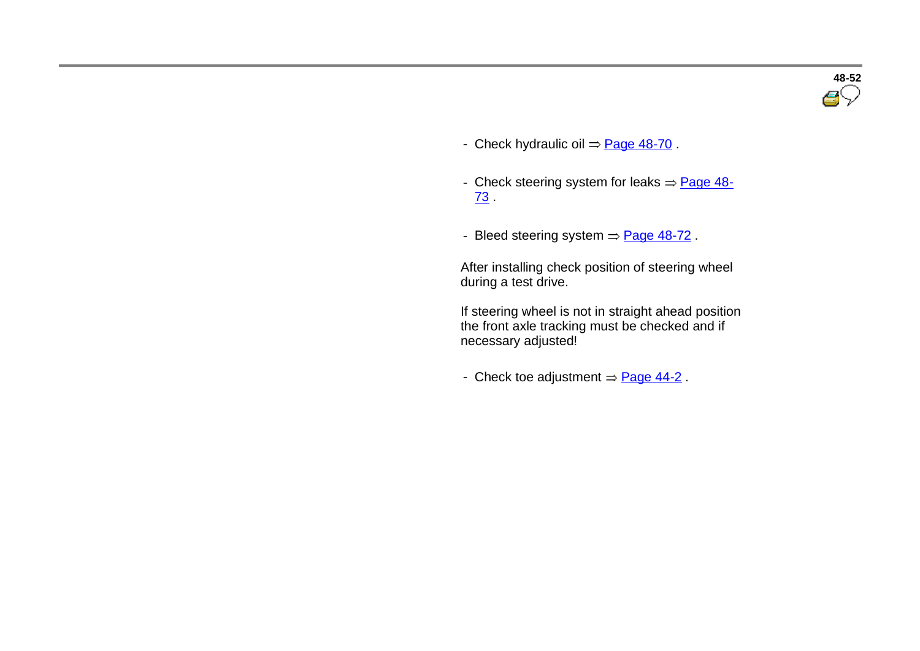- Check hydraulic oil ⇒ Page 48-70 .

- Check steering system for leaks ⇒ Page 48-73 .

- Bleed steering system ⇒ Page 48-72 .

After installing check position of steering wheel during a test drive.

If steering wheel is not in straight ahead position the front axle tracking must be checked and if necessary adjusted!

- Check toe adjustment ⇒ Page 44-2 .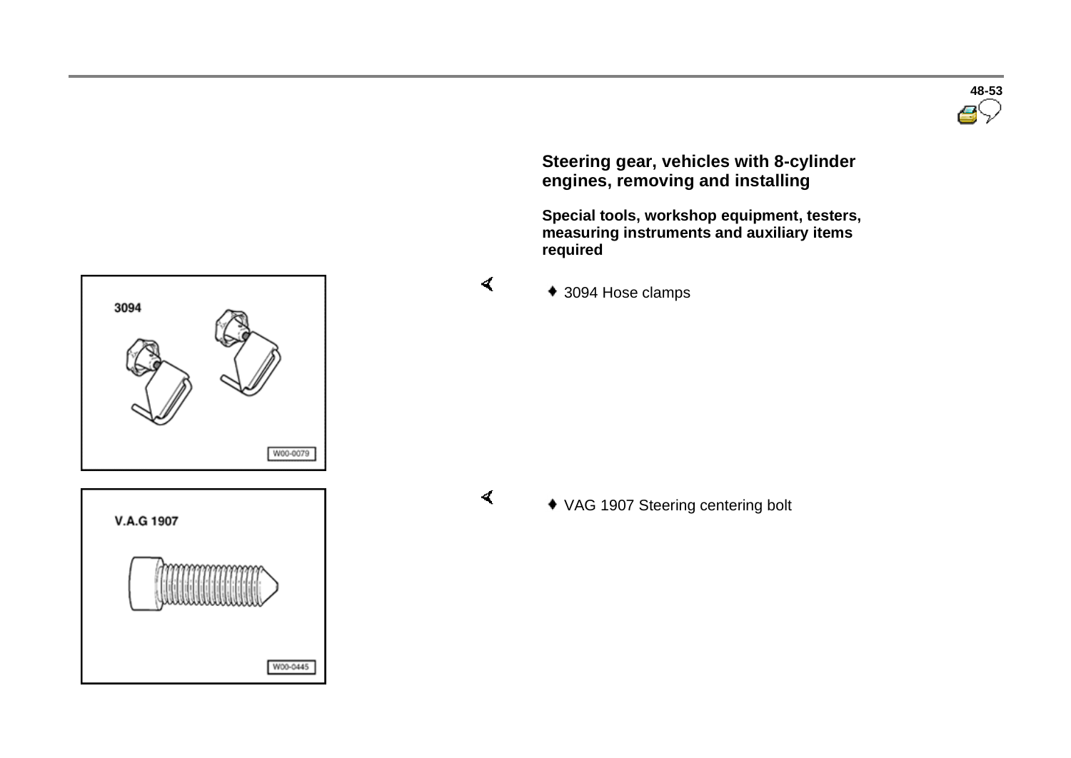## Steering gear, vehicles with 8-cylinder engines, removing and installing

**Special tools, workshop equipment, testers, measuring instruments and auxiliary items required**

- 3094 Hose clamps

- VAG 1907 Steering centering bolt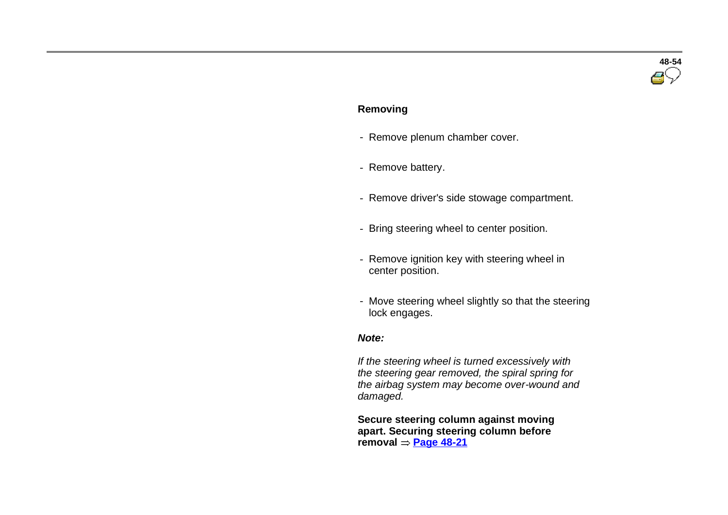**Removing**

- Remove plenum chamber cover.
- Remove battery.
- Remove driver's side stowage compartment.
- Bring steering wheel to center position.
- Remove ignition key with steering wheel in center position.
- Move steering wheel slightly so that the steering lock engages.

***Note:***

*If the steering wheel is turned excessively with the steering gear removed, the spiral spring for the airbag system may become over-wound and damaged.*

**Secure steering column against moving apart. Securing steering column before removal ⇒ Page 48-21**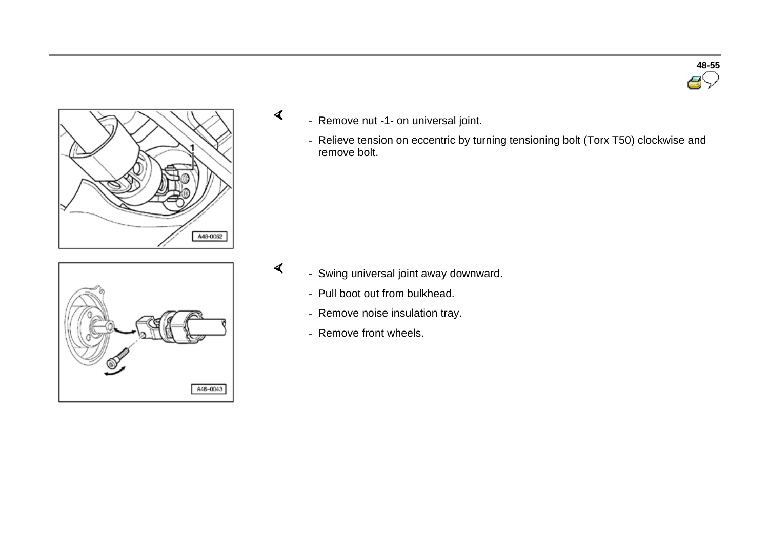- Remove nut -1- on universal joint.
- Relieve tension on eccentric by turning tensioning bolt (Torx T50) clockwise and remove bolt.

- Swing universal joint away downward.
- Pull boot out from bulkhead.
- Remove noise insulation tray.
- Remove front wheels.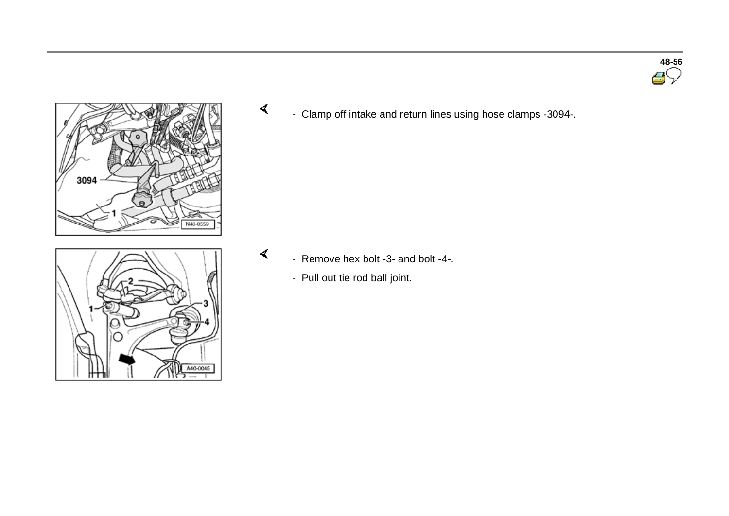- Clamp off intake and return lines using hose clamps -3094-.

- Remove hex bolt -3- and bolt -4-.
- Pull out tie rod ball joint.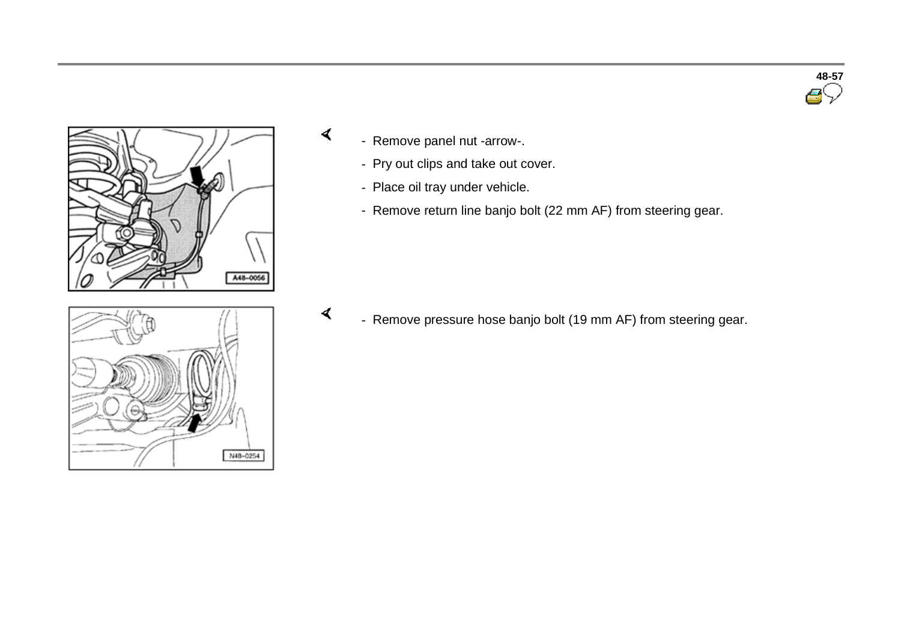- Remove panel nut -arrow-.
- Pry out clips and take out cover.
- Place oil tray under vehicle.
- Remove return line banjo bolt (22 mm AF) from steering gear.

- Remove pressure hose banjo bolt (19 mm AF) from steering gear.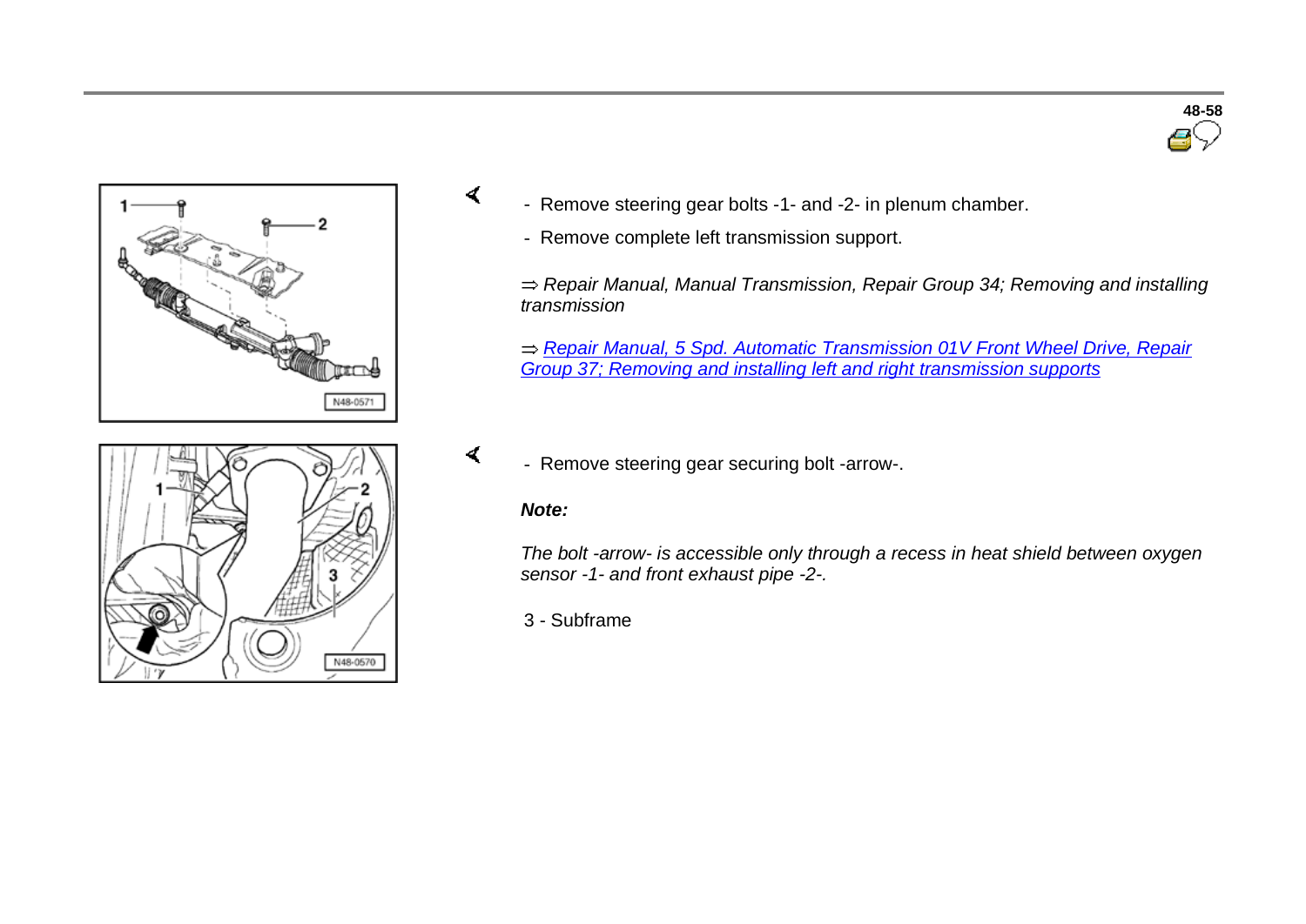- Remove steering gear bolts -1- and -2- in plenum chamber.
- Remove complete left transmission support.

⇒ *Repair Manual, Manual Transmission, Repair Group 34; Removing and installing transmission*

⇒ *Repair Manual, 5 Spd. Automatic Transmission 01V Front Wheel Drive, Repair Group 37; Removing and installing left and right transmission supports*

- Remove steering gear securing bolt -arrow-.

***Note:***

*The bolt -arrow- is accessible only through a recess in heat shield between oxygen sensor -1- and front exhaust pipe -2-.*

3 - Subframe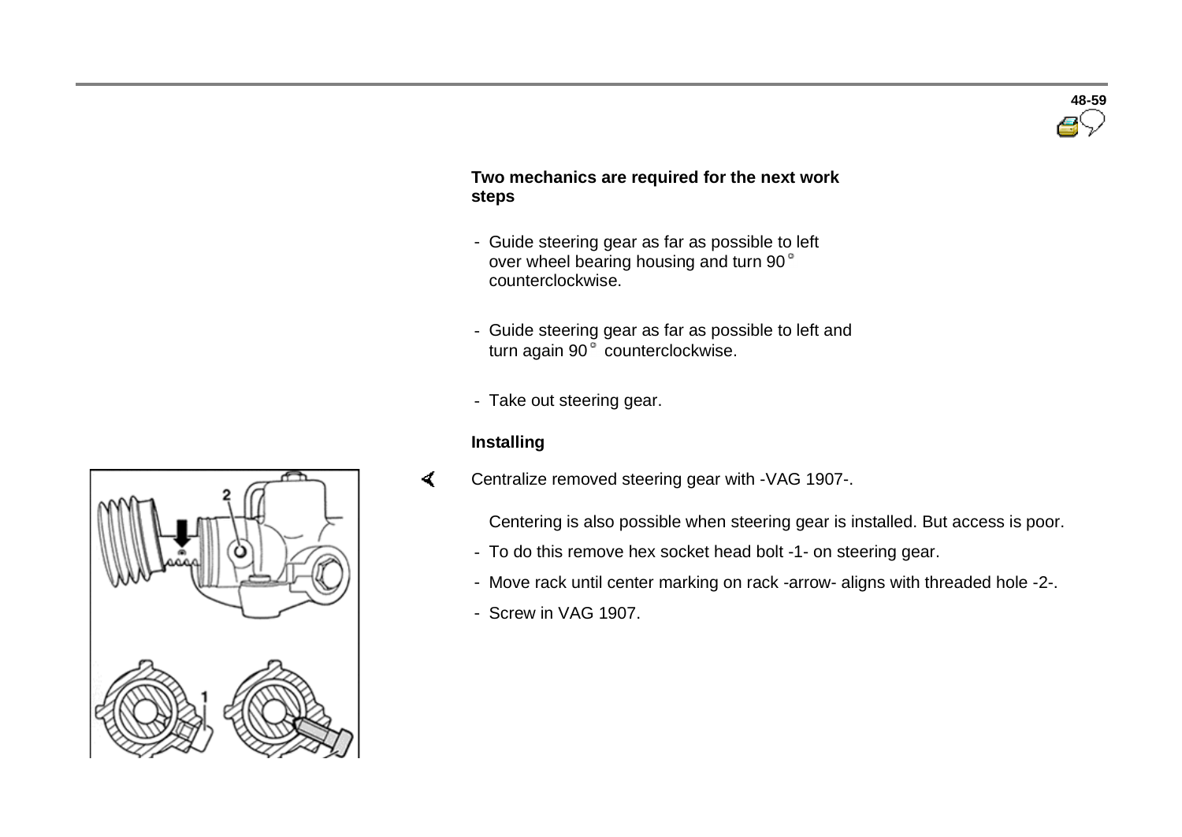**Two mechanics are required for the next work steps**

- Guide steering gear as far as possible to left over wheel bearing housing and turn 90° counterclockwise.
- Guide steering gear as far as possible to left and turn again 90° counterclockwise.
- Take out steering gear.

**Installing**

Centralize removed steering gear with -VAG 1907-.

Centering is also possible when steering gear is installed. But access is poor.

- To do this remove hex socket head bolt -1- on steering gear.
- Move rack until center marking on rack -arrow- aligns with threaded hole -2-.
- Screw in VAG 1907.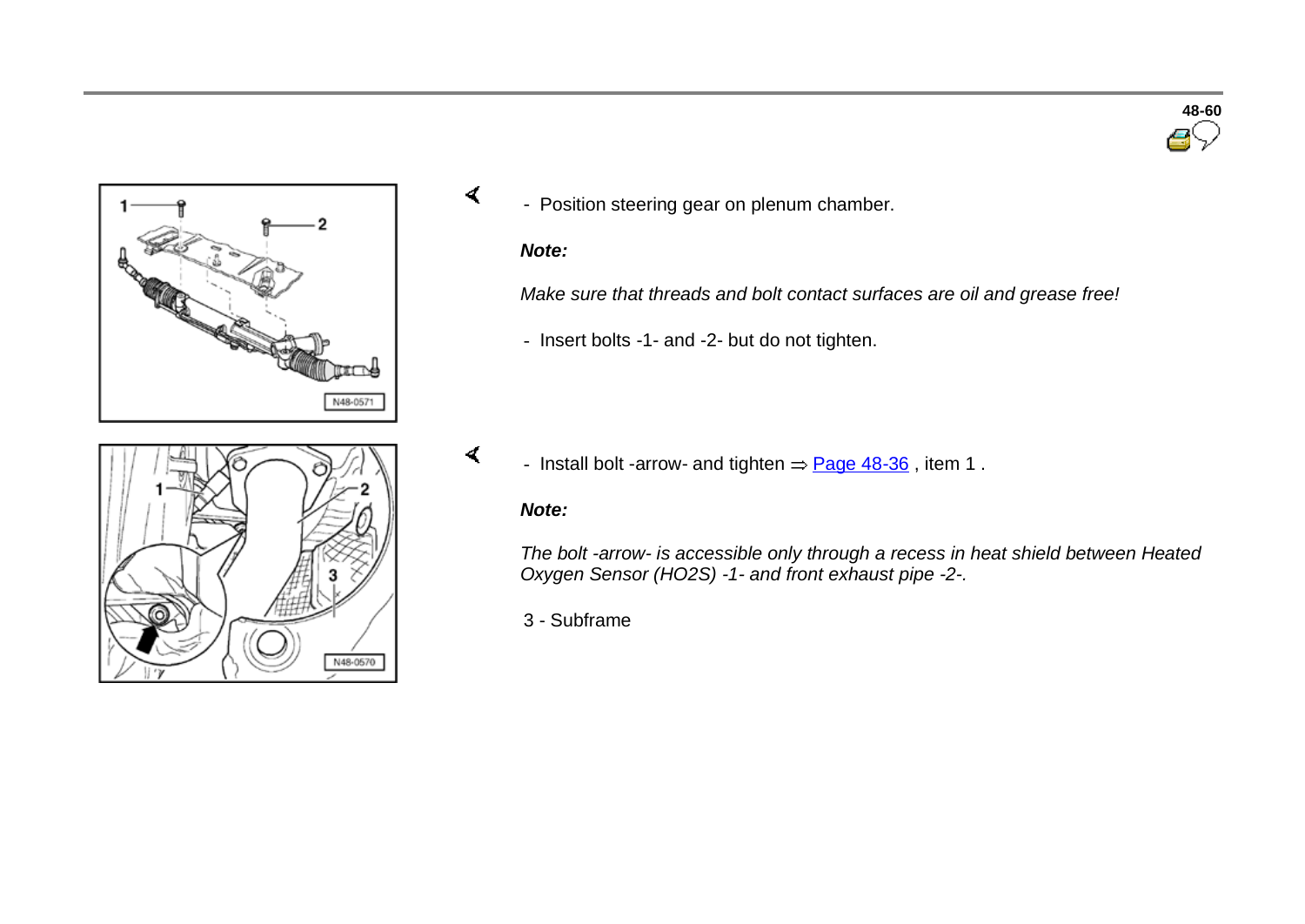- Position steering gear on plenum chamber.

***Note:***

*Make sure that threads and bolt contact surfaces are oil and grease free!*

- Insert bolts -1- and -2- but do not tighten.

- Install bolt -arrow- and tighten ⇒ Page 48-36 , item 1 .

***Note:***

*The bolt -arrow- is accessible only through a recess in heat shield between Heated Oxygen Sensor (HO2S) -1- and front exhaust pipe -2-.*

3 - Subframe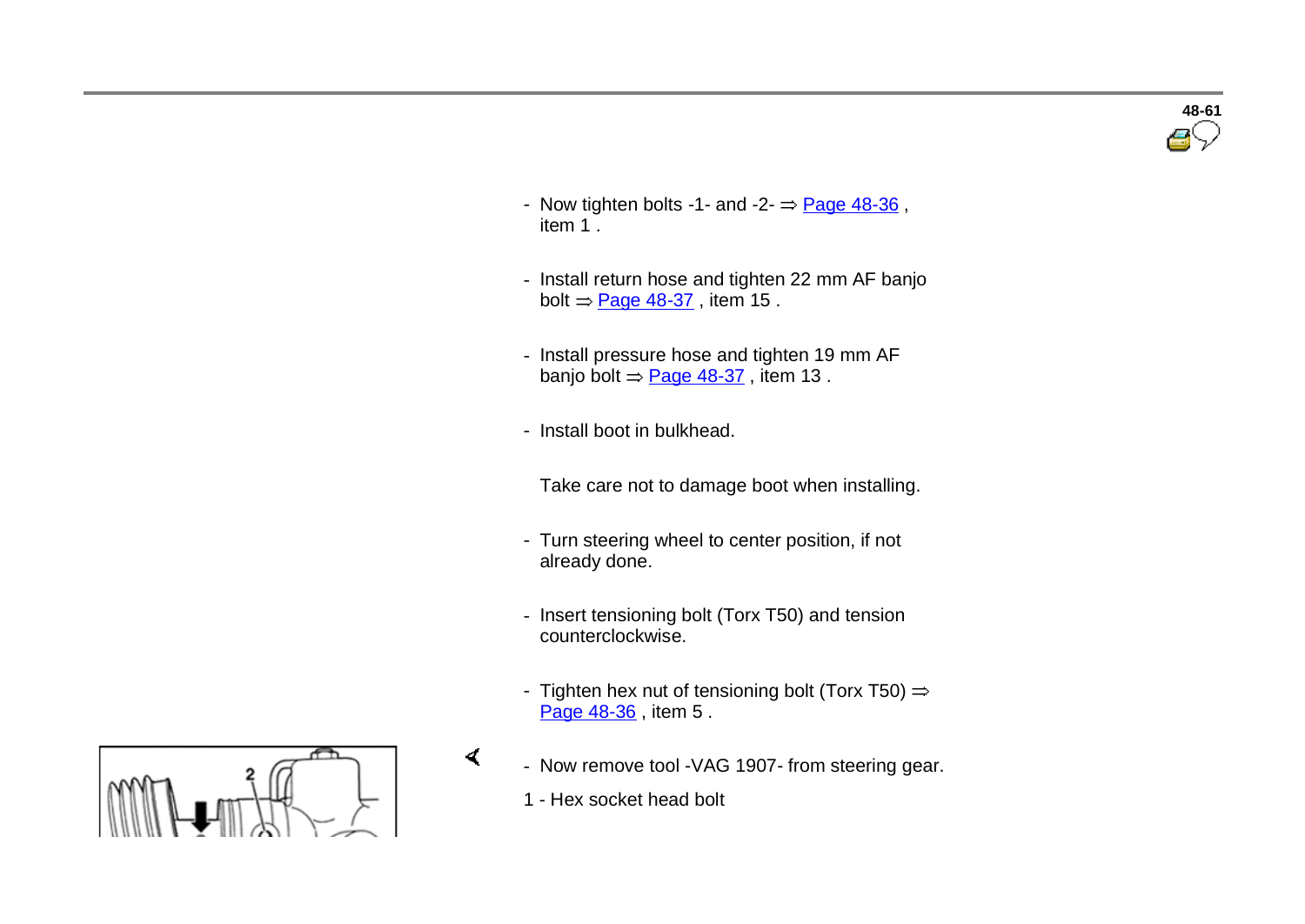- Now tighten bolts -1- and -2- ⇒ Page 48-36 , item 1 .

- Install return hose and tighten 22 mm AF banjo bolt ⇒ Page 48-37 , item 15 .

- Install pressure hose and tighten 19 mm AF banjo bolt ⇒ Page 48-37 , item 13 .

- Install boot in bulkhead.

  Take care not to damage boot when installing.

- Turn steering wheel to center position, if not already done.

- Insert tensioning bolt (Torx T50) and tension counterclockwise.

- Tighten hex nut of tensioning bolt (Torx T50) ⇒ Page 48-36 , item 5 .

- Now remove tool -VAG 1907- from steering gear.

1 - Hex socket head bolt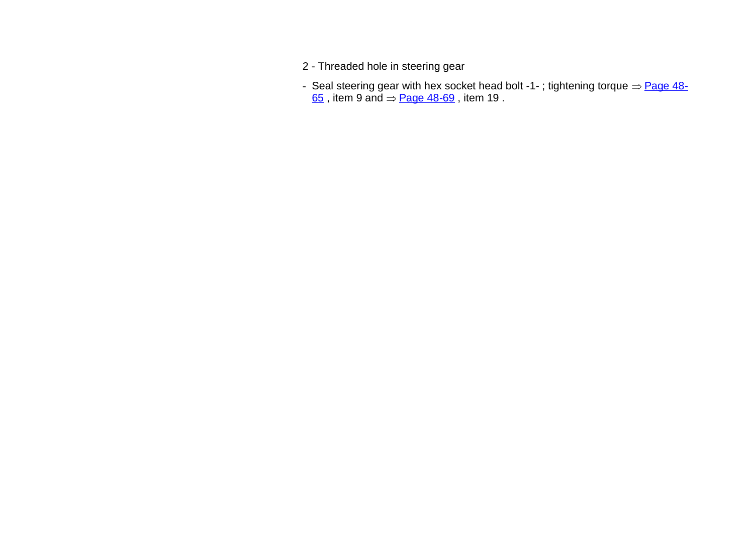2 - Threaded hole in steering gear

- Seal steering gear with hex socket head bolt -1- ; tightening torque ⇒ Page 48-65 , item 9 and ⇒ Page 48-69 , item 19 .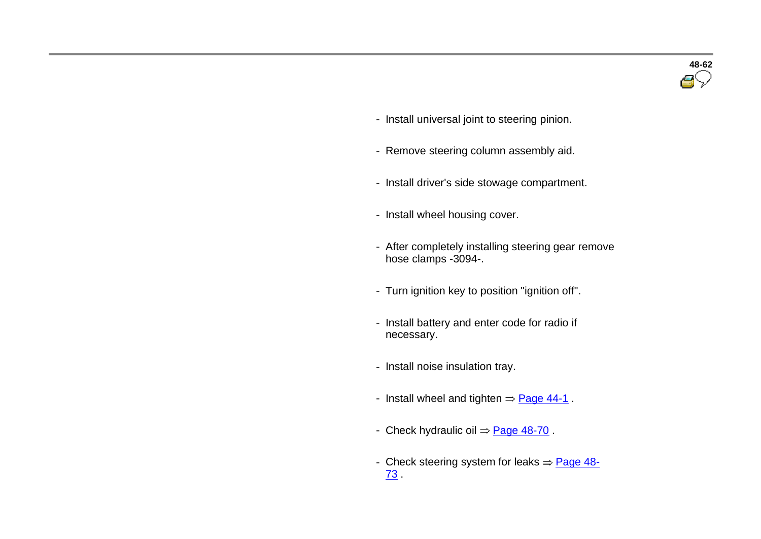- Install universal joint to steering pinion.
- Remove steering column assembly aid.
- Install driver's side stowage compartment.
- Install wheel housing cover.
- After completely installing steering gear remove hose clamps -3094-.
- Turn ignition key to position "ignition off".
- Install battery and enter code for radio if necessary.
- Install noise insulation tray.
- Install wheel and tighten ⇒ Page 44-1 .
- Check hydraulic oil ⇒ Page 48-70 .
- Check steering system for leaks ⇒ Page 48-73 .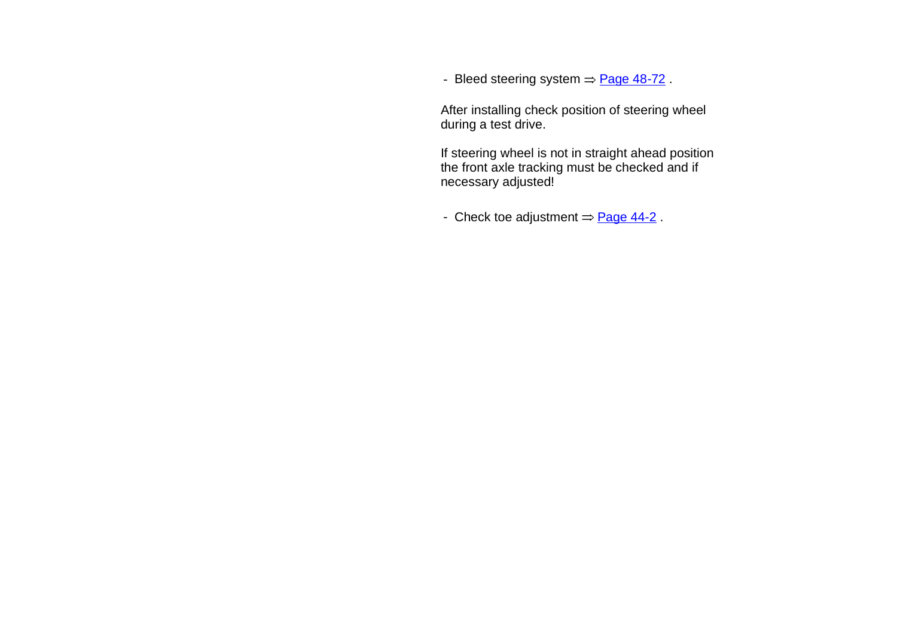- Bleed steering system ⇒ Page 48-72 .

After installing check position of steering wheel during a test drive.

If steering wheel is not in straight ahead position the front axle tracking must be checked and if necessary adjusted!

- Check toe adjustment ⇒ Page 44-2 .